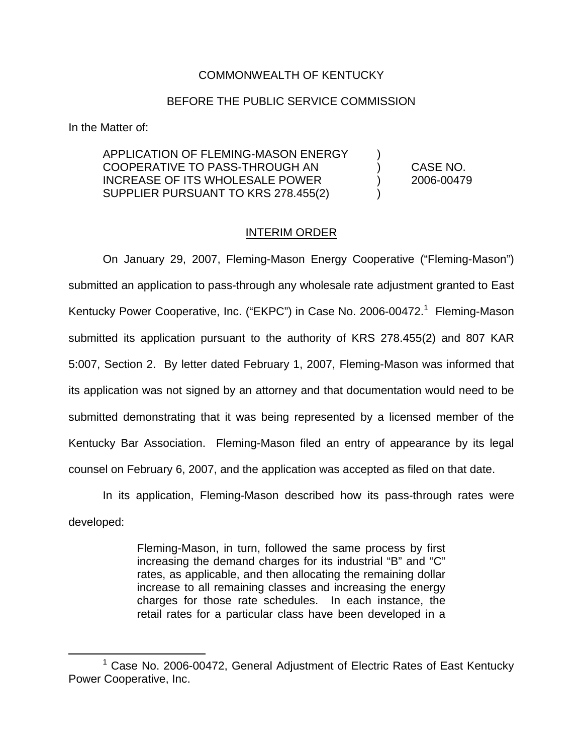COMMONWEALTH OF KENTUCKY

BEFORE THE PUBLIC SERVICE COMMISSION

In the Matter of:

| | | |
|---|---|---|
| APPLICATION OF FLEMING-MASON ENERGY COOPERATIVE TO PASS-THROUGH AN INCREASE OF ITS WHOLESALE POWER SUPPLIER PURSUANT TO KRS 278.455(2) | ) ) ) ) | CASE NO. 2006-00479 |

## INTERIM ORDER

On January 29, 2007, Fleming-Mason Energy Cooperative ("Fleming-Mason") submitted an application to pass-through any wholesale rate adjustment granted to East Kentucky Power Cooperative, Inc. ("EKPC") in Case No. 2006-00472.[1] Fleming-Mason submitted its application pursuant to the authority of KRS 278.455(2) and 807 KAR 5:007, Section 2. By letter dated February 1, 2007, Fleming-Mason was informed that its application was not signed by an attorney and that documentation would need to be submitted demonstrating that it was being represented by a licensed member of the Kentucky Bar Association. Fleming-Mason filed an entry of appearance by its legal counsel on February 6, 2007, and the application was accepted as filed on that date.

In its application, Fleming-Mason described how its pass-through rates were developed:

> Fleming-Mason, in turn, followed the same process by first increasing the demand charges for its industrial "B" and "C" rates, as applicable, and then allocating the remaining dollar increase to all remaining classes and increasing the energy charges for those rate schedules. In each instance, the retail rates for a particular class have been developed in a

[1] Case No. 2006-00472, General Adjustment of Electric Rates of East Kentucky Power Cooperative, Inc.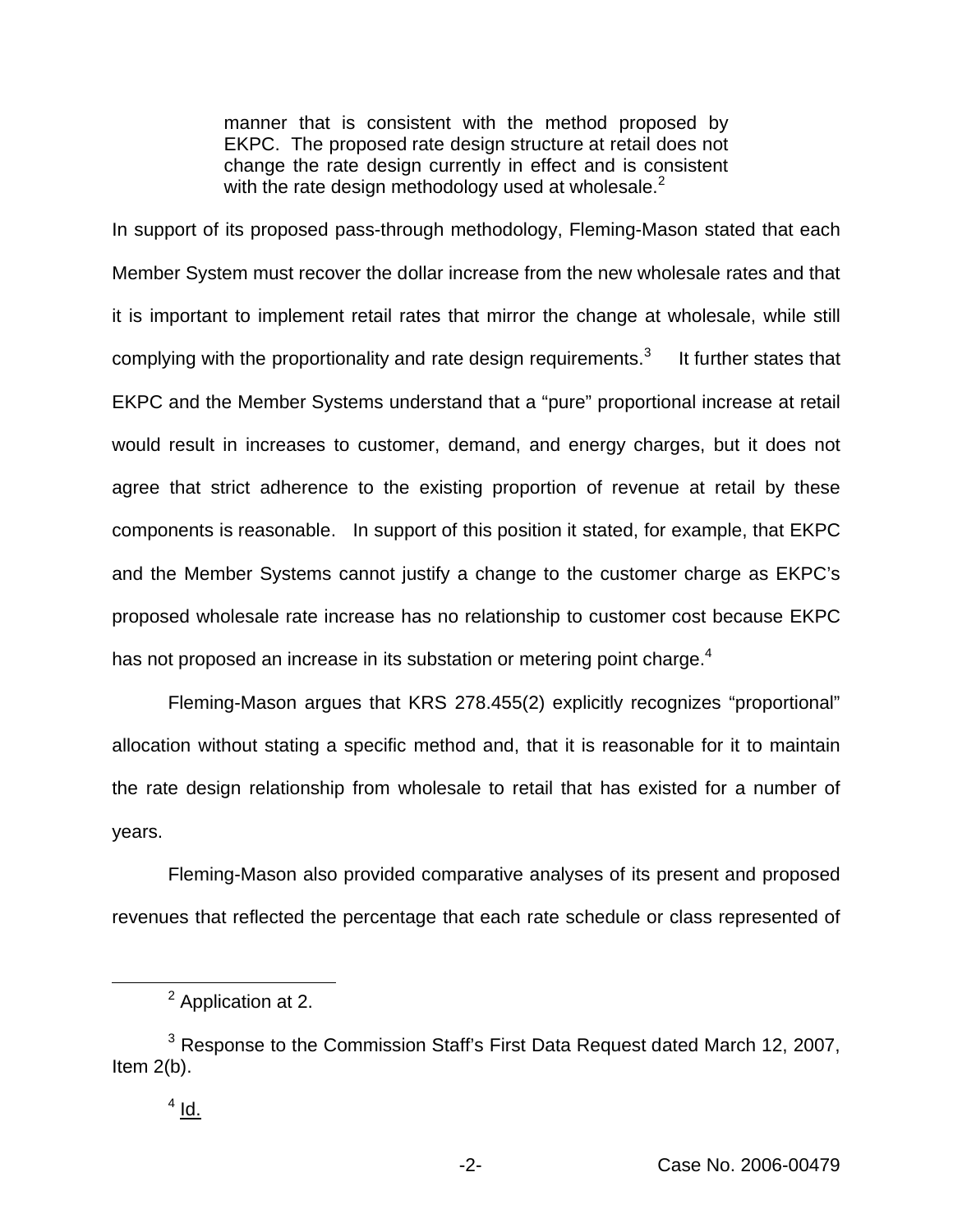> manner that is consistent with the method proposed by EKPC. The proposed rate design structure at retail does not change the rate design currently in effect and is consistent with the rate design methodology used at wholesale.[2]

In support of its proposed pass-through methodology, Fleming-Mason stated that each Member System must recover the dollar increase from the new wholesale rates and that it is important to implement retail rates that mirror the change at wholesale, while still complying with the proportionality and rate design requirements.[3] It further states that EKPC and the Member Systems understand that a "pure" proportional increase at retail would result in increases to customer, demand, and energy charges, but it does not agree that strict adherence to the existing proportion of revenue at retail by these components is reasonable. In support of this position it stated, for example, that EKPC and the Member Systems cannot justify a change to the customer charge as EKPC's proposed wholesale rate increase has no relationship to customer cost because EKPC has not proposed an increase in its substation or metering point charge.[4]

Fleming-Mason argues that KRS 278.455(2) explicitly recognizes "proportional" allocation without stating a specific method and, that it is reasonable for it to maintain the rate design relationship from wholesale to retail that has existed for a number of years.

Fleming-Mason also provided comparative analyses of its present and proposed revenues that reflected the percentage that each rate schedule or class represented of

---

[2] Application at 2.

[3] Response to the Commission Staff's First Data Request dated March 12, 2007, Item 2(b).

[4] Id.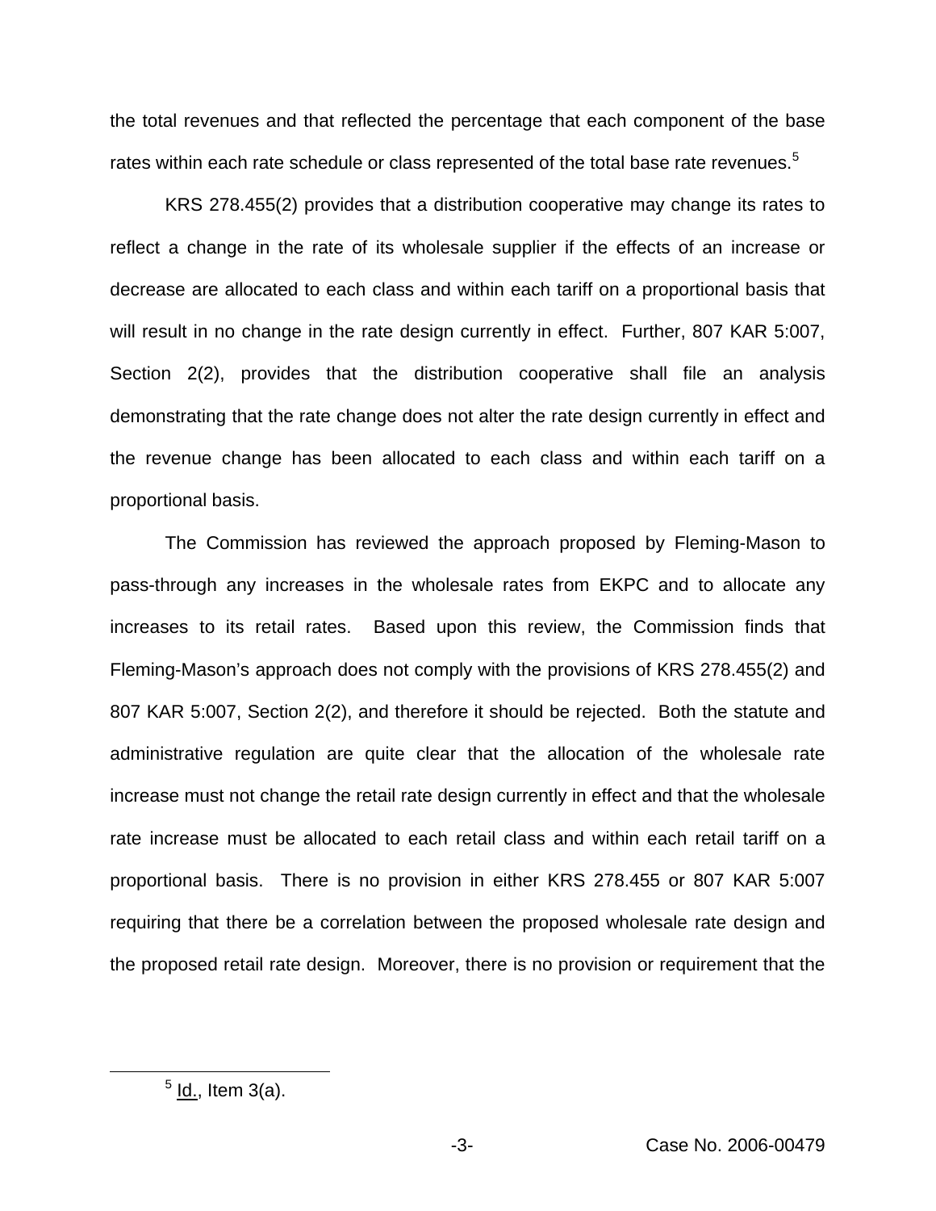the total revenues and that reflected the percentage that each component of the base rates within each rate schedule or class represented of the total base rate revenues.[5]

KRS 278.455(2) provides that a distribution cooperative may change its rates to reflect a change in the rate of its wholesale supplier if the effects of an increase or decrease are allocated to each class and within each tariff on a proportional basis that will result in no change in the rate design currently in effect. Further, 807 KAR 5:007, Section 2(2), provides that the distribution cooperative shall file an analysis demonstrating that the rate change does not alter the rate design currently in effect and the revenue change has been allocated to each class and within each tariff on a proportional basis.

The Commission has reviewed the approach proposed by Fleming-Mason to pass-through any increases in the wholesale rates from EKPC and to allocate any increases to its retail rates. Based upon this review, the Commission finds that Fleming-Mason's approach does not comply with the provisions of KRS 278.455(2) and 807 KAR 5:007, Section 2(2), and therefore it should be rejected. Both the statute and administrative regulation are quite clear that the allocation of the wholesale rate increase must not change the retail rate design currently in effect and that the wholesale rate increase must be allocated to each retail class and within each retail tariff on a proportional basis. There is no provision in either KRS 278.455 or 807 KAR 5:007 requiring that there be a correlation between the proposed wholesale rate design and the proposed retail rate design. Moreover, there is no provision or requirement that the

[5] Id., Item 3(a).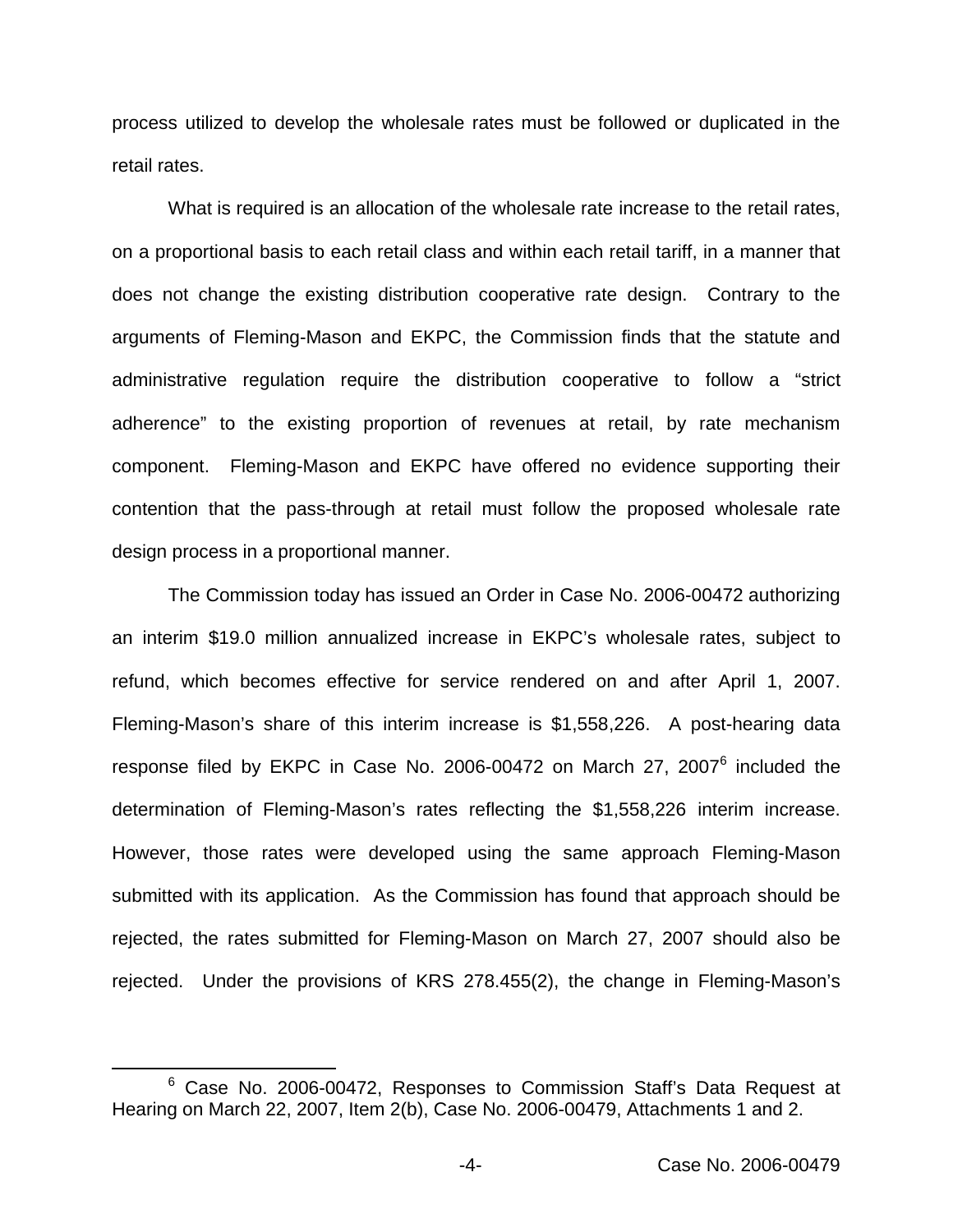process utilized to develop the wholesale rates must be followed or duplicated in the retail rates.

What is required is an allocation of the wholesale rate increase to the retail rates, on a proportional basis to each retail class and within each retail tariff, in a manner that does not change the existing distribution cooperative rate design. Contrary to the arguments of Fleming-Mason and EKPC, the Commission finds that the statute and administrative regulation require the distribution cooperative to follow a "strict adherence" to the existing proportion of revenues at retail, by rate mechanism component. Fleming-Mason and EKPC have offered no evidence supporting their contention that the pass-through at retail must follow the proposed wholesale rate design process in a proportional manner.

The Commission today has issued an Order in Case No. 2006-00472 authorizing an interim $19.0 million annualized increase in EKPC's wholesale rates, subject to refund, which becomes effective for service rendered on and after April 1, 2007. Fleming-Mason's share of this interim increase is $1,558,226. A post-hearing data response filed by EKPC in Case No. 2006-00472 on March 27, 2007[6] included the determination of Fleming-Mason's rates reflecting the $1,558,226 interim increase. However, those rates were developed using the same approach Fleming-Mason submitted with its application. As the Commission has found that approach should be rejected, the rates submitted for Fleming-Mason on March 27, 2007 should also be rejected. Under the provisions of KRS 278.455(2), the change in Fleming-Mason's

[6] Case No. 2006-00472, Responses to Commission Staff's Data Request at Hearing on March 22, 2007, Item 2(b), Case No. 2006-00479, Attachments 1 and 2.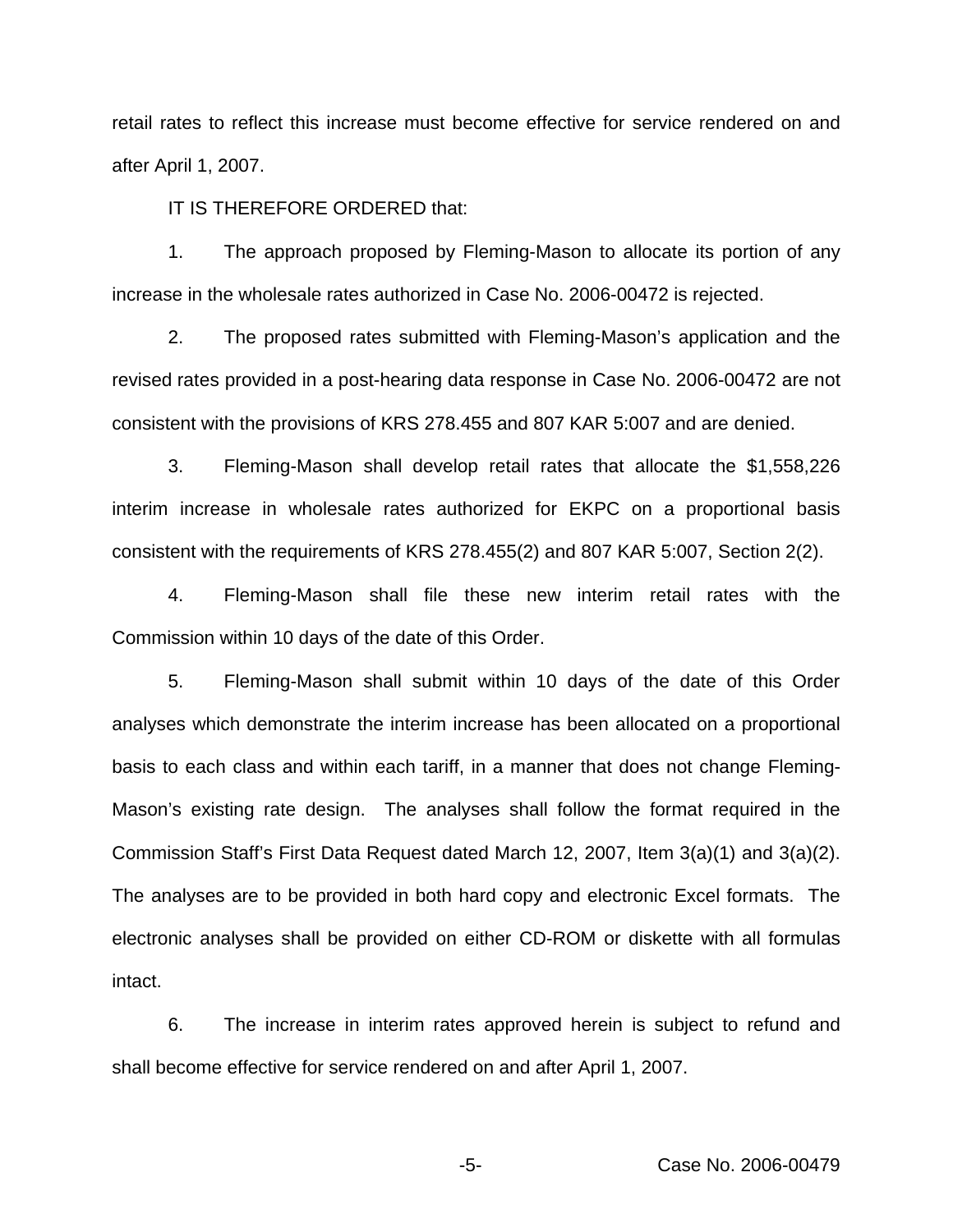retail rates to reflect this increase must become effective for service rendered on and after April 1, 2007.

IT IS THEREFORE ORDERED that:

1. The approach proposed by Fleming-Mason to allocate its portion of any increase in the wholesale rates authorized in Case No. 2006-00472 is rejected.

2. The proposed rates submitted with Fleming-Mason's application and the revised rates provided in a post-hearing data response in Case No. 2006-00472 are not consistent with the provisions of KRS 278.455 and 807 KAR 5:007 and are denied.

3. Fleming-Mason shall develop retail rates that allocate the $1,558,226 interim increase in wholesale rates authorized for EKPC on a proportional basis consistent with the requirements of KRS 278.455(2) and 807 KAR 5:007, Section 2(2).

4. Fleming-Mason shall file these new interim retail rates with the Commission within 10 days of the date of this Order.

5. Fleming-Mason shall submit within 10 days of the date of this Order analyses which demonstrate the interim increase has been allocated on a proportional basis to each class and within each tariff, in a manner that does not change Fleming-Mason's existing rate design. The analyses shall follow the format required in the Commission Staff's First Data Request dated March 12, 2007, Item 3(a)(1) and 3(a)(2). The analyses are to be provided in both hard copy and electronic Excel formats. The electronic analyses shall be provided on either CD-ROM or diskette with all formulas intact.

6. The increase in interim rates approved herein is subject to refund and shall become effective for service rendered on and after April 1, 2007.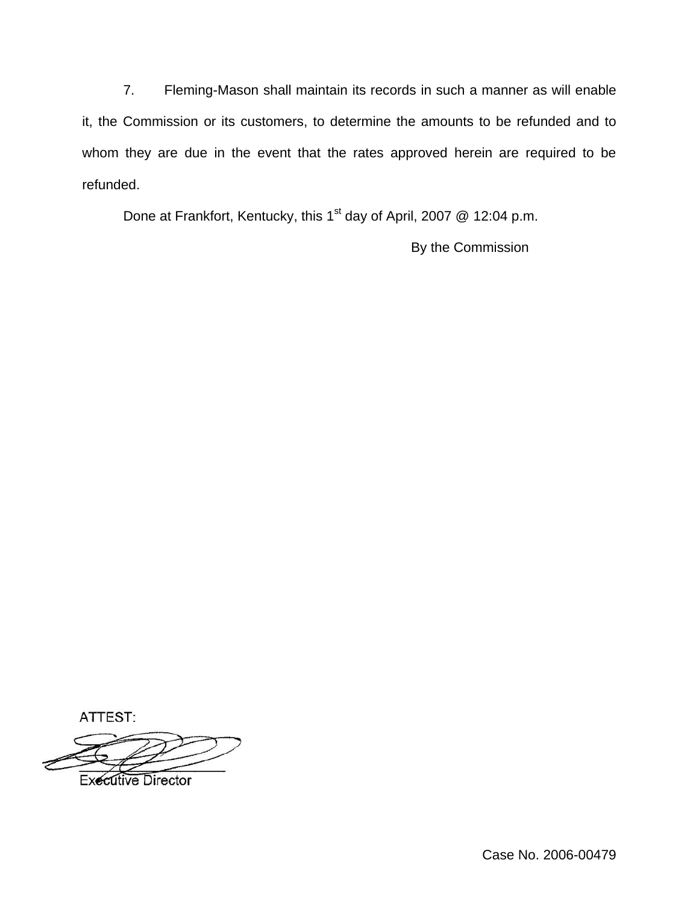7. Fleming-Mason shall maintain its records in such a manner as will enable it, the Commission or its customers, to determine the amounts to be refunded and to whom they are due in the event that the rates approved herein are required to be refunded.

Done at Frankfort, Kentucky, this 1st day of April, 2007 @ 12:04 p.m.

By the Commission

ATTEST:

Executive Director

Case No. 2006-00479